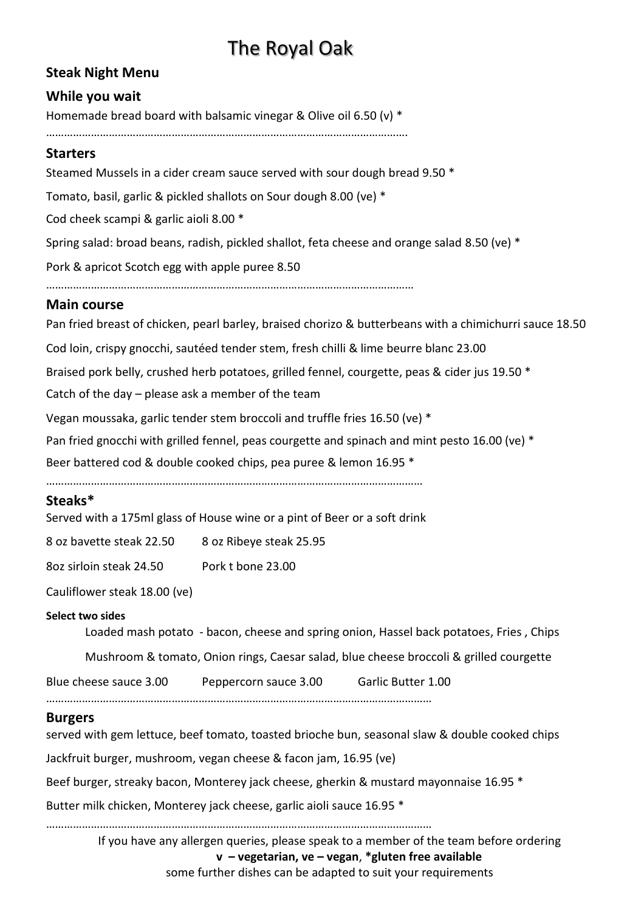# The Royal Oak

## Steak Night Menu

### While you wait

Homemade bread board with balsamic vinegar & Olive oil 6.50 (v) *

…………………………………………………………………………………………………………

### Starters

Steamed Mussels in a cider cream sauce served with sour dough bread 9.50 *

Tomato, basil, garlic & pickled shallots on Sour dough 8.00 (ve) *

Cod cheek scampi & garlic aioli 8.00 *

Spring salad: broad beans, radish, pickled shallot, feta cheese and orange salad 8.50 (ve) *

Pork & apricot Scotch egg with apple puree 8.50

…………………………………………………………………………………………………………

### Main course

Pan fried breast of chicken, pearl barley, braised chorizo & butterbeans with a chimichurri sauce 18.50

Cod loin, crispy gnocchi, sautéed tender stem, fresh chilli & lime beurre blanc 23.00

Braised pork belly, crushed herb potatoes, grilled fennel, courgette, peas & cider jus 19.50 *

Catch of the day – please ask a member of the team

Vegan moussaka, garlic tender stem broccoli and truffle fries 16.50 (ve) *

Pan fried gnocchi with grilled fennel, peas courgette and spinach and mint pesto 16.00 (ve) *

Beer battered cod & double cooked chips, pea puree & lemon 16.95 *

…………………………………………………………………………………………………………

### Steaks*

Served with a 175ml glass of House wine or a pint of Beer or a soft drink

8 oz bavette steak 22.50 8 oz Ribeye steak 25.95

8oz sirloin steak 24.50 Pork t bone 23.00

Cauliflower steak 18.00 (ve)

**Select two sides**

Loaded mash potato - bacon, cheese and spring onion, Hassel back potatoes, Fries , Chips

Mushroom & tomato, Onion rings, Caesar salad, blue cheese broccoli & grilled courgette

Blue cheese sauce 3.00 Peppercorn sauce 3.00 Garlic Butter 1.00

…………………………………………………………………………………………………………

### Burgers

served with gem lettuce, beef tomato, toasted brioche bun, seasonal slaw & double cooked chips

Jackfruit burger, mushroom, vegan cheese & facon jam, 16.95 (ve)

Beef burger, streaky bacon, Monterey jack cheese, gherkin & mustard mayonnaise 16.95 *

Butter milk chicken, Monterey jack cheese, garlic aioli sauce 16.95 *

…………………………………………………………………………………………………………

If you have any allergen queries, please speak to a member of the team before ordering

**v – vegetarian, ve – vegan**, ***gluten free available**

some further dishes can be adapted to suit your requirements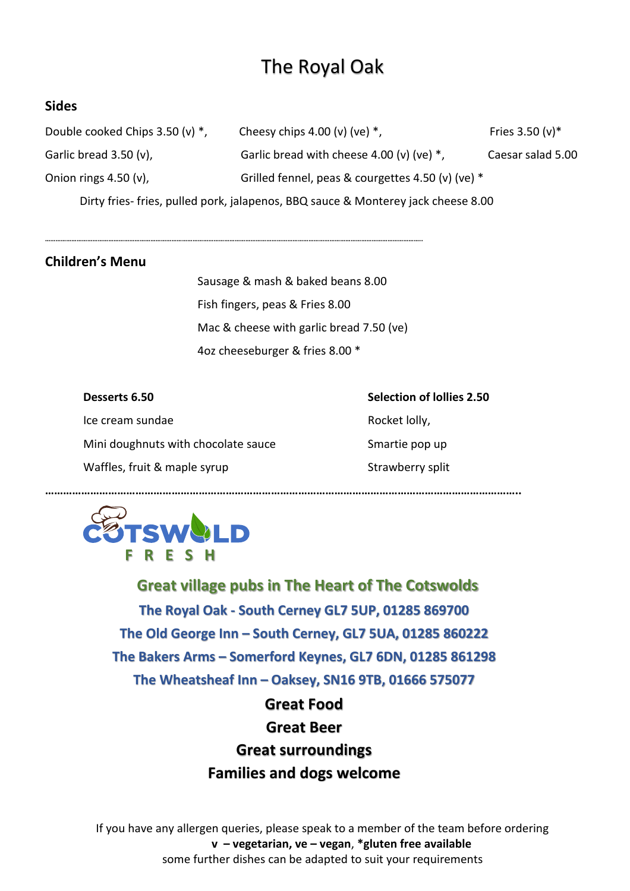# The Royal Oak

## Sides

Double cooked Chips 3.50 (v) *, Cheesy chips 4.00 (v) (ve) *, Fries 3.50 (v)*

Garlic bread 3.50 (v), Garlic bread with cheese 4.00 (v) (ve) *, Caesar salad 5.00

Onion rings 4.50 (v), Grilled fennel, peas & courgettes 4.50 (v) (ve) *

Dirty fries- fries, pulled pork, jalapenos, BBQ sauce & Monterey jack cheese 8.00

---

## Children's Menu

Sausage & mash & baked beans 8.00

Fish fingers, peas & Fries 8.00

Mac & cheese with garlic bread 7.50 (ve)

4oz cheeseburger & fries 8.00 *

**Desserts 6.50**

Ice cream sundae

Mini doughnuts with chocolate sauce

Waffles, fruit & maple syrup

**Selection of lollies 2.50**

Rocket lolly,

Smartie pop up

Strawberry split

---

COTSWOLD FRESH

**Great village pubs in The Heart of The Cotswolds**

**The Royal Oak - South Cerney GL7 5UP, 01285 869700**

**The Old George Inn – South Cerney, GL7 5UA, 01285 860222**

**The Bakers Arms – Somerford Keynes, GL7 6DN, 01285 861298**

**The Wheatsheaf Inn – Oaksey, SN16 9TB, 01666 575077**

**Great Food**

**Great Beer**

**Great surroundings**

**Families and dogs welcome**

If you have any allergen queries, please speak to a member of the team before ordering

**v – vegetarian, ve – vegan**, ***gluten free available**

some further dishes can be adapted to suit your requirements